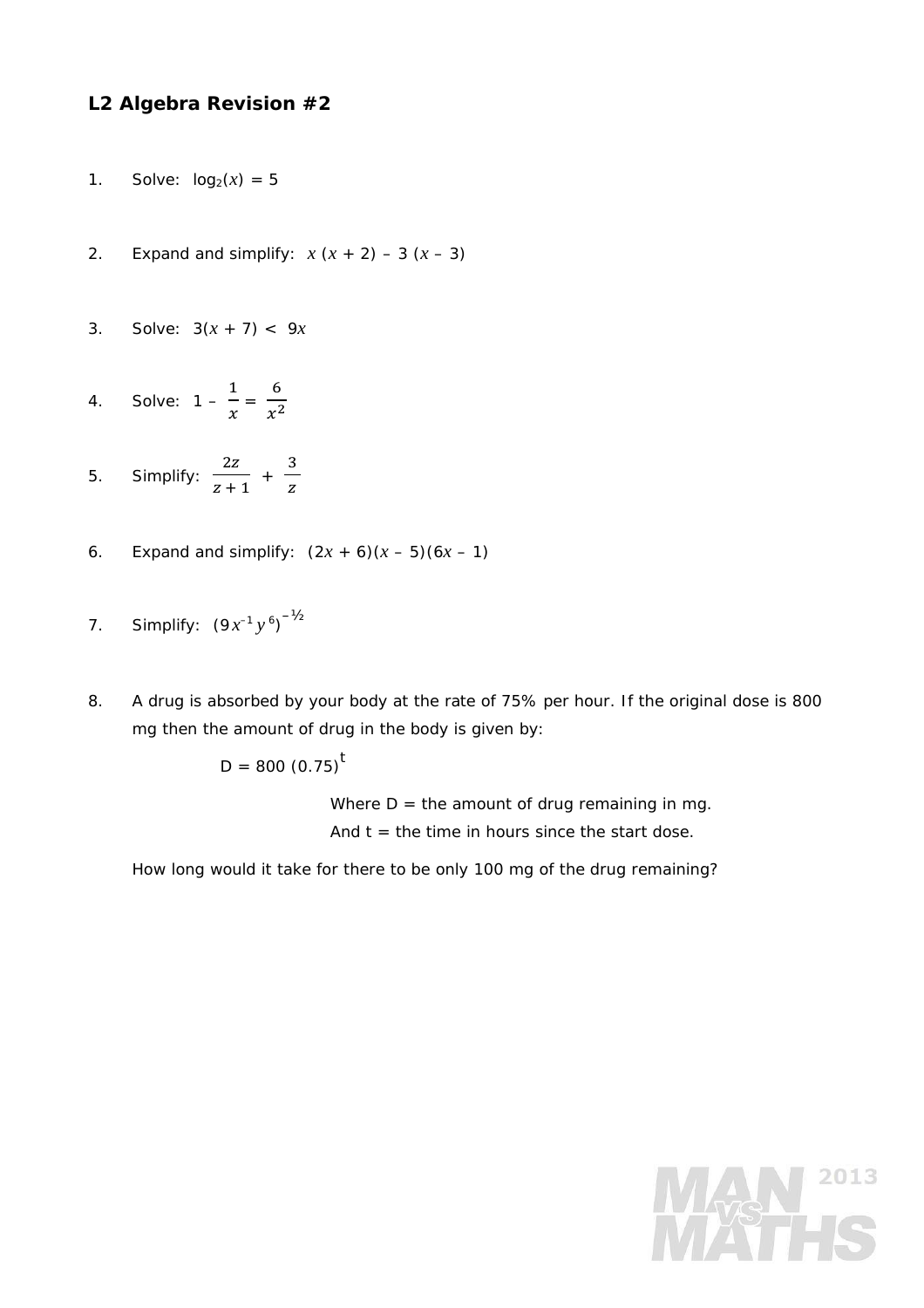## L2 Algebra Revision #2

1. Solve: $\log_2(x) = 5$

2. Expand and simplify: $x(x + 2) - 3(x - 3)$

3. Solve: $3(x + 7) < 9x$

4. Solve: $1 - \frac{1}{x} = \frac{6}{x^2}$

5. Simplify: $\frac{2z}{z+1} + \frac{3}{z}$

6. Expand and simplify: $(2x + 6)(x - 5)(6x - 1)$

7. Simplify: $(9x^{-1}y^{6})^{-½}$

8. A drug is absorbed by your body at the rate of 75% per hour. If the original dose is 800 mg then the amount of drug in the body is given by:

   $$D = 800\,(0.75)^{t}$$

   Where D = the amount of drug remaining in mg.
   And t = the time in hours since the start dose.

   How long would it take for there to be only 100 mg of the drug remaining?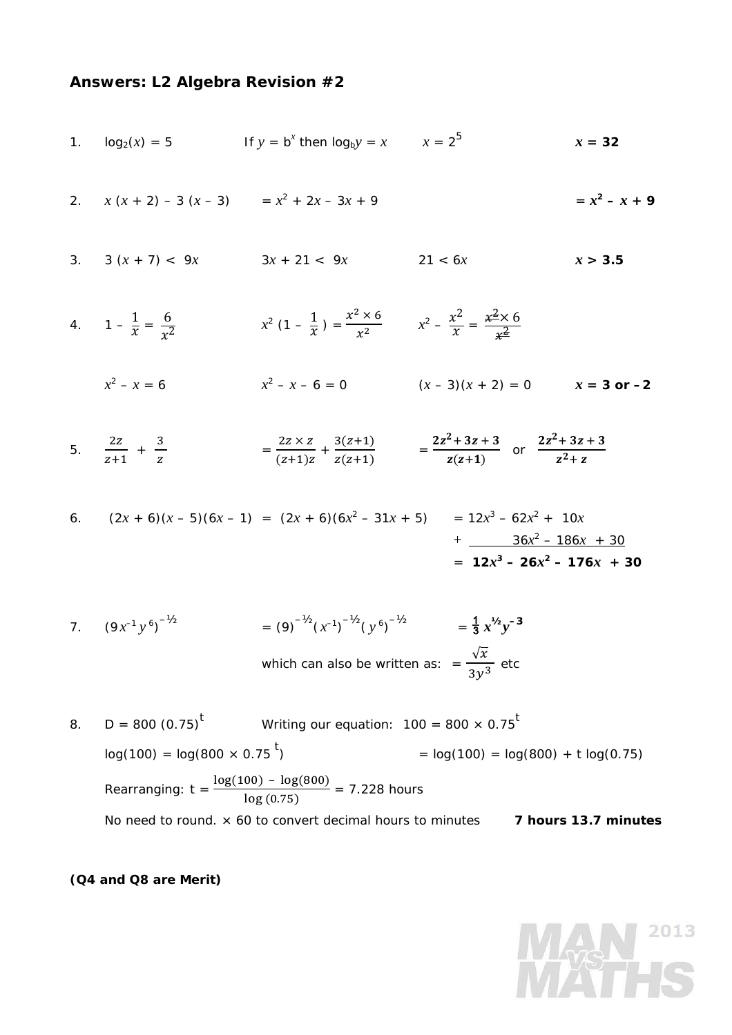**Answers: L2 Algebra Revision #2**

1. $\log_2(x) = 5$  If $y = b^x$ then $\log_b y = x$  $x = 2^5$  $\mathbf{x = 32}$

2. $x(x + 2) - 3(x - 3)$  $= x^2 + 2x - 3x + 9$  $\mathbf{= x^2 - x + 9}$

3. $3(x + 7) < 9x$  $3x + 21 < 9x$  $21 < 6x$  $\mathbf{x > 3.5}$

4. $1 - \frac{1}{x} = \frac{6}{x^2}$  $x^2(1 - \frac{1}{x}) = \frac{x^2 \times 6}{x^2}$  $x^2 - \frac{x^2}{x} = \frac{\cancel{x^2} \times 6}{\cancel{x^2}}$

   $x^2 - x = 6$  $x^2 - x - 6 = 0$  $(x - 3)(x + 2) = 0$  $\mathbf{x = 3 \text{ or } -2}$

5. $\frac{2z}{z+1} + \frac{3}{z}$  $= \frac{2z \times z}{(z+1)z} + \frac{3(z+1)}{z(z+1)}$  $= \mathbf{\frac{2z^2 + 3z + 3}{z(z+1)}}$ or $\mathbf{\frac{2z^2 + 3z + 3}{z^2 + z}}$

6. $(2x + 6)(x - 5)(6x - 1) = (2x + 6)(6x^2 - 31x + 5)$

$$= 12x^3 - 62x^2 + 10x$$
$$+ \quad 36x^2 - 186x + 30$$
$$= \mathbf{12x^3 - 26x^2 - 176x + 30}$$

7. $(9x^{-1}y^6)^{-½}$  $= (9)^{-½}(x^{-1})^{-½}(y^6)^{-½}$  $= \mathbf{\frac{1}{3}x^{½}y^{-3}}$

   which can also be written as: $= \frac{\sqrt{x}}{3y^3}$ etc

8. $D = 800(0.75)^t$  Writing our equation: $100 = 800 \times 0.75^t$

   $\log(100) = \log(800 \times 0.75^t)$  $= \log(100) = \log(800) + t\log(0.75)$

   Rearranging: $t = \frac{\log(100) - \log(800)}{\log(0.75)} = 7.228$ hours

   No need to round. × 60 to convert decimal hours to minutes  **7 hours 13.7 minutes**

**(Q4 and Q8 are Merit)**